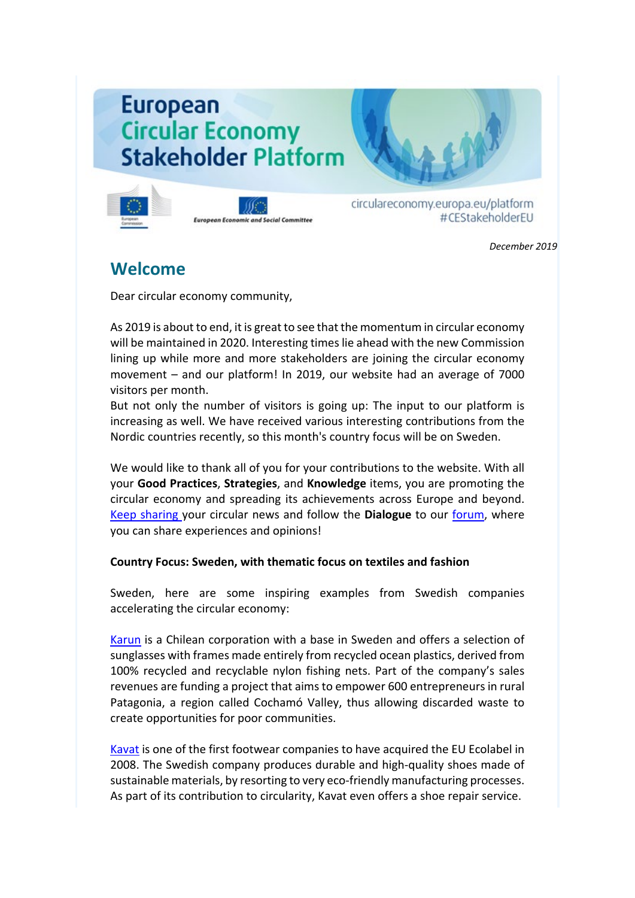# European Circular Economy Stakeholder Platform

European Commission

European Economic and Social Committee

circulareconomy.europa.eu/platform
#CEStakeholderEU

*December 2019*

## Welcome

Dear circular economy community,

As 2019 is about to end, it is great to see that the momentum in circular economy will be maintained in 2020. Interesting times lie ahead with the new Commission lining up while more and more stakeholders are joining the circular economy movement – and our platform! In 2019, our website had an average of 7000 visitors per month.
But not only the number of visitors is going up: The input to our platform is increasing as well. We have received various interesting contributions from the Nordic countries recently, so this month's country focus will be on Sweden.

We would like to thank all of you for your contributions to the website. With all your **Good Practices**, **Strategies**, and **Knowledge** items, you are promoting the circular economy and spreading its achievements across Europe and beyond. Keep sharing your circular news and follow the **Dialogue** to our forum, where you can share experiences and opinions!

**Country Focus: Sweden, with thematic focus on textiles and fashion**

Sweden, here are some inspiring examples from Swedish companies accelerating the circular economy:

Karun is a Chilean corporation with a base in Sweden and offers a selection of sunglasses with frames made entirely from recycled ocean plastics, derived from 100% recycled and recyclable nylon fishing nets. Part of the company's sales revenues are funding a project that aims to empower 600 entrepreneurs in rural Patagonia, a region called Cochamó Valley, thus allowing discarded waste to create opportunities for poor communities.

Kavat is one of the first footwear companies to have acquired the EU Ecolabel in 2008. The Swedish company produces durable and high-quality shoes made of sustainable materials, by resorting to very eco-friendly manufacturing processes. As part of its contribution to circularity, Kavat even offers a shoe repair service.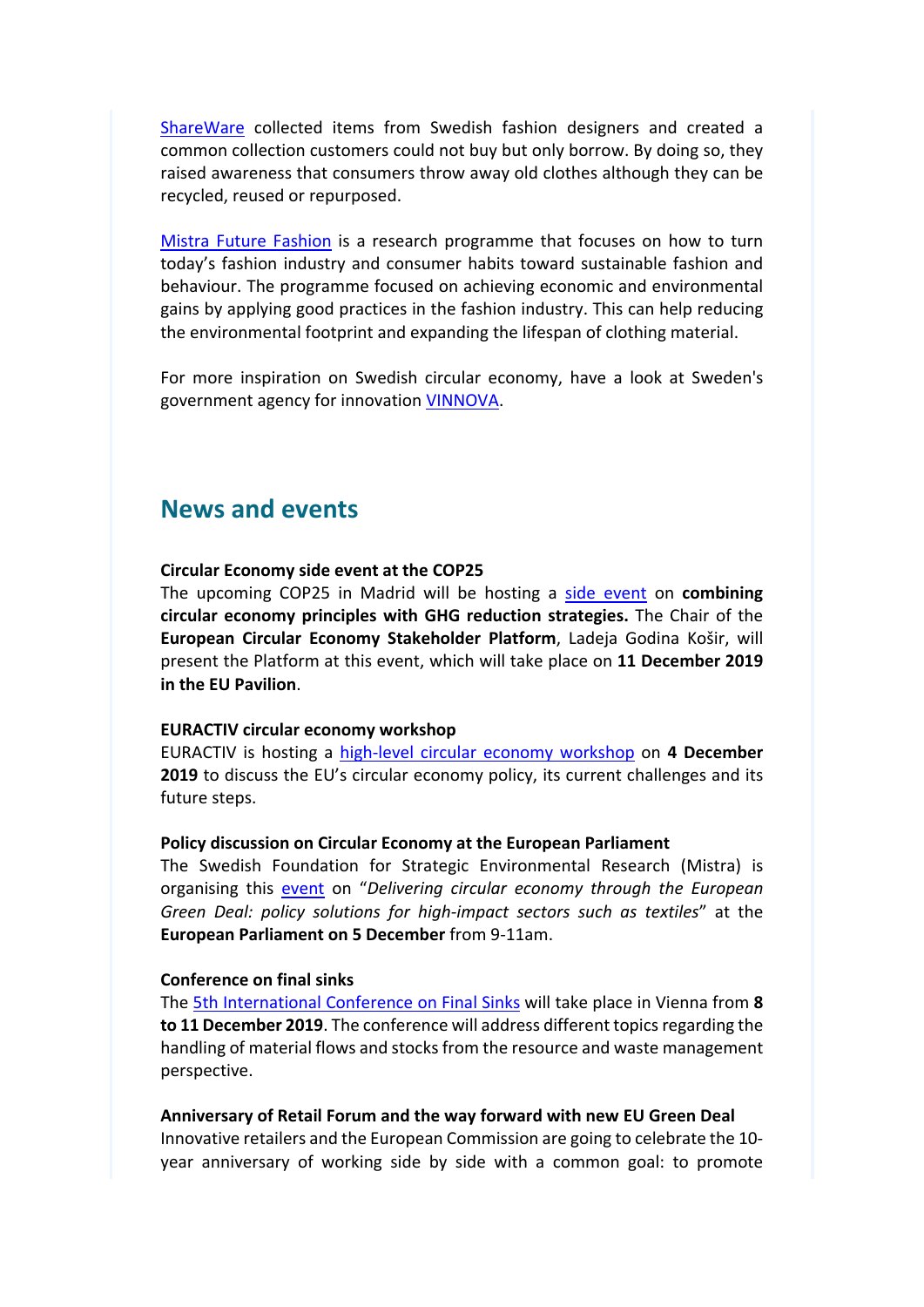ShareWare collected items from Swedish fashion designers and created a common collection customers could not buy but only borrow. By doing so, they raised awareness that consumers throw away old clothes although they can be recycled, reused or repurposed.

Mistra Future Fashion is a research programme that focuses on how to turn today's fashion industry and consumer habits toward sustainable fashion and behaviour. The programme focused on achieving economic and environmental gains by applying good practices in the fashion industry. This can help reducing the environmental footprint and expanding the lifespan of clothing material.

For more inspiration on Swedish circular economy, have a look at Sweden's government agency for innovation VINNOVA.

## News and events

**Circular Economy side event at the COP25**
The upcoming COP25 in Madrid will be hosting a side event on **combining circular economy principles with GHG reduction strategies.** The Chair of the **European Circular Economy Stakeholder Platform**, Ladeja Godina Košir, will present the Platform at this event, which will take place on **11 December 2019 in the EU Pavilion**.

**EURACTIV circular economy workshop**
EURACTIV is hosting a high-level circular economy workshop on **4 December 2019** to discuss the EU's circular economy policy, its current challenges and its future steps.

**Policy discussion on Circular Economy at the European Parliament**
The Swedish Foundation for Strategic Environmental Research (Mistra) is organising this event on "*Delivering circular economy through the European Green Deal: policy solutions for high-impact sectors such as textiles*" at the **European Parliament on 5 December** from 9-11am.

**Conference on final sinks**
The 5th International Conference on Final Sinks will take place in Vienna from **8 to 11 December 2019**. The conference will address different topics regarding the handling of material flows and stocks from the resource and waste management perspective.

**Anniversary of Retail Forum and the way forward with new EU Green Deal**
Innovative retailers and the European Commission are going to celebrate the 10-year anniversary of working side by side with a common goal: to promote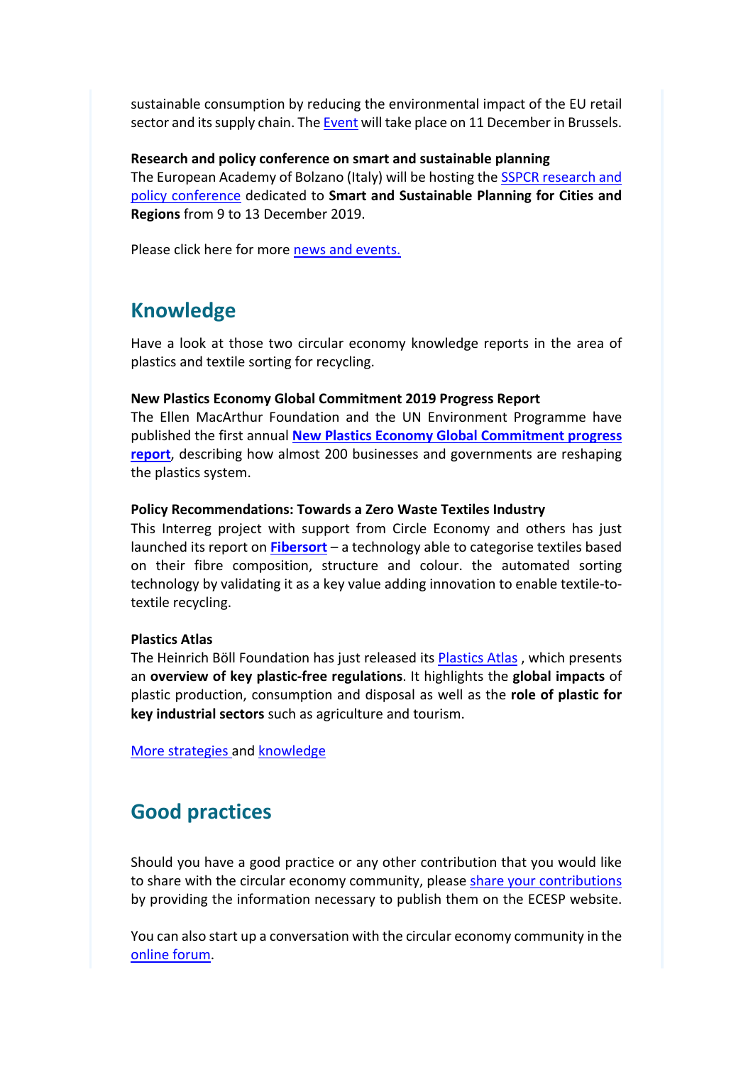sustainable consumption by reducing the environmental impact of the EU retail sector and its supply chain. The Event will take place on 11 December in Brussels.

**Research and policy conference on smart and sustainable planning**
The European Academy of Bolzano (Italy) will be hosting the SSPCR research and policy conference dedicated to **Smart and Sustainable Planning for Cities and Regions** from 9 to 13 December 2019.

Please click here for more news and events.

## Knowledge

Have a look at those two circular economy knowledge reports in the area of plastics and textile sorting for recycling.

**New Plastics Economy Global Commitment 2019 Progress Report**
The Ellen MacArthur Foundation and the UN Environment Programme have published the first annual **New Plastics Economy Global Commitment progress report**, describing how almost 200 businesses and governments are reshaping the plastics system.

**Policy Recommendations: Towards a Zero Waste Textiles Industry**
This Interreg project with support from Circle Economy and others has just launched its report on **Fibersort** – a technology able to categorise textiles based on their fibre composition, structure and colour. the automated sorting technology by validating it as a key value adding innovation to enable textile-to-textile recycling.

**Plastics Atlas**
The Heinrich Böll Foundation has just released its Plastics Atlas , which presents an **overview of key plastic-free regulations**. It highlights the **global impacts** of plastic production, consumption and disposal as well as the **role of plastic for key industrial sectors** such as agriculture and tourism.

More strategies and knowledge

## Good practices

Should you have a good practice or any other contribution that you would like to share with the circular economy community, please share your contributions by providing the information necessary to publish them on the ECESP website.

You can also start up a conversation with the circular economy community in the online forum.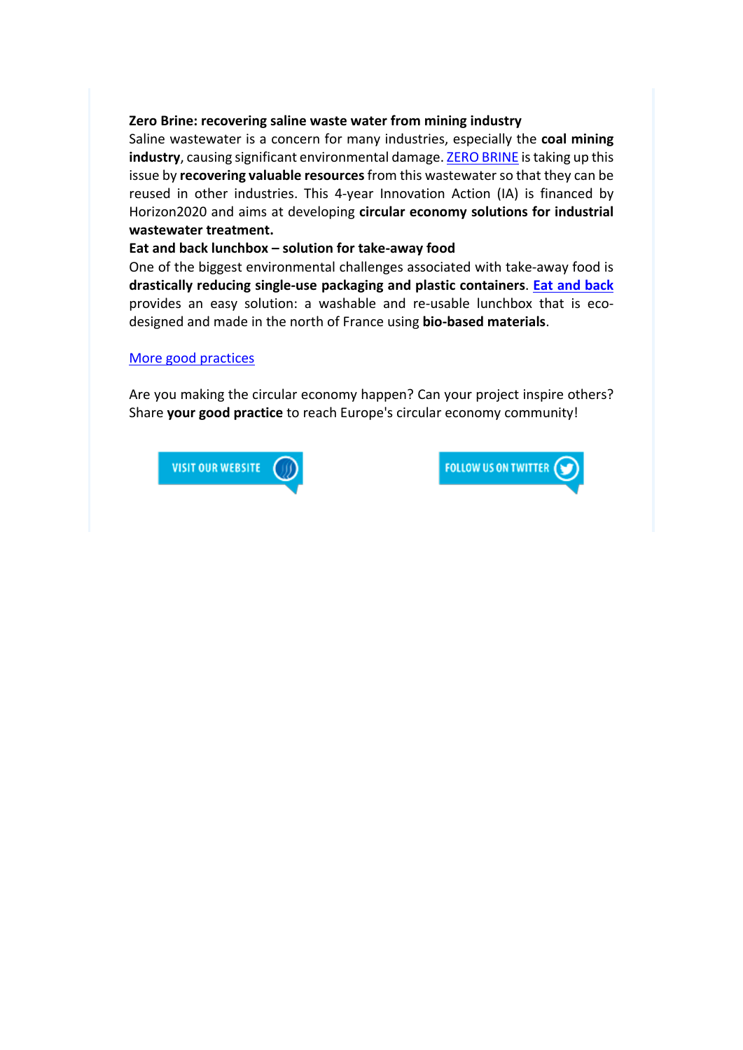**Zero Brine: recovering saline waste water from mining industry**

Saline wastewater is a concern for many industries, especially the **coal mining industry**, causing significant environmental damage. ZERO BRINE is taking up this issue by **recovering valuable resources** from this wastewater so that they can be reused in other industries. This 4-year Innovation Action (IA) is financed by Horizon2020 and aims at developing **circular economy solutions for industrial wastewater treatment.**

**Eat and back lunchbox – solution for take-away food**

One of the biggest environmental challenges associated with take-away food is **drastically reducing single-use packaging and plastic containers**. **Eat and back** provides an easy solution: a washable and re-usable lunchbox that is eco-designed and made in the north of France using **bio-based materials**.

More good practices

Are you making the circular economy happen? Can your project inspire others? Share **your good practice** to reach Europe's circular economy community!

VISIT OUR WEBSITE

FOLLOW US ON TWITTER